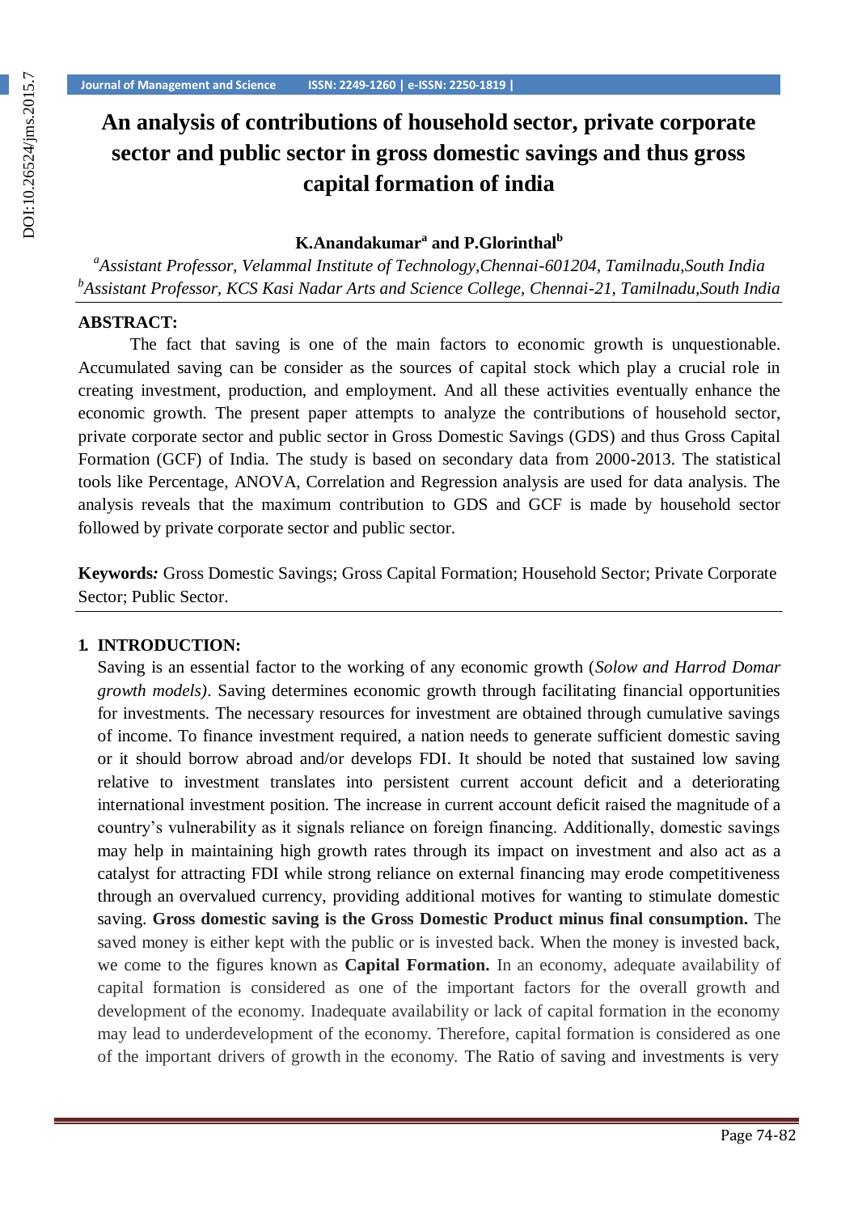# An analysis of contributions of household sector, private corporate sector and public sector in gross domestic savings and thus gross capital formation of india

**K.Anandakumar[a] and P.Glorinthal[b]**

[a]*Assistant Professor, Velammal Institute of Technology,Chennai-601204, Tamilnadu,South India*
[b]*Assistant Professor, KCS Kasi Nadar Arts and Science College, Chennai-21, Tamilnadu,South India*

**ABSTRACT:**

The fact that saving is one of the main factors to economic growth is unquestionable. Accumulated saving can be consider as the sources of capital stock which play a crucial role in creating investment, production, and employment. And all these activities eventually enhance the economic growth. The present paper attempts to analyze the contributions of household sector, private corporate sector and public sector in Gross Domestic Savings (GDS) and thus Gross Capital Formation (GCF) of India. The study is based on secondary data from 2000-2013. The statistical tools like Percentage, ANOVA, Correlation and Regression analysis are used for data analysis. The analysis reveals that the maximum contribution to GDS and GCF is made by household sector followed by private corporate sector and public sector.

**Keywords***:* Gross Domestic Savings; Gross Capital Formation; Household Sector; Private Corporate Sector; Public Sector.

## 1. INTRODUCTION:

Saving is an essential factor to the working of any economic growth (*Solow and Harrod Domar growth models)*. Saving determines economic growth through facilitating financial opportunities for investments. The necessary resources for investment are obtained through cumulative savings of income. To finance investment required, a nation needs to generate sufficient domestic saving or it should borrow abroad and/or develops FDI. It should be noted that sustained low saving relative to investment translates into persistent current account deficit and a deteriorating international investment position. The increase in current account deficit raised the magnitude of a country's vulnerability as it signals reliance on foreign financing. Additionally, domestic savings may help in maintaining high growth rates through its impact on investment and also act as a catalyst for attracting FDI while strong reliance on external financing may erode competitiveness through an overvalued currency, providing additional motives for wanting to stimulate domestic saving. **Gross domestic saving is the Gross Domestic Product minus final consumption.** The saved money is either kept with the public or is invested back. When the money is invested back, we come to the figures known as **Capital Formation.** In an economy, adequate availability of capital formation is considered as one of the important factors for the overall growth and development of the economy. Inadequate availability or lack of capital formation in the economy may lead to underdevelopment of the economy. Therefore, capital formation is considered as one of the important drivers of growth in the economy. The Ratio of saving and investments is very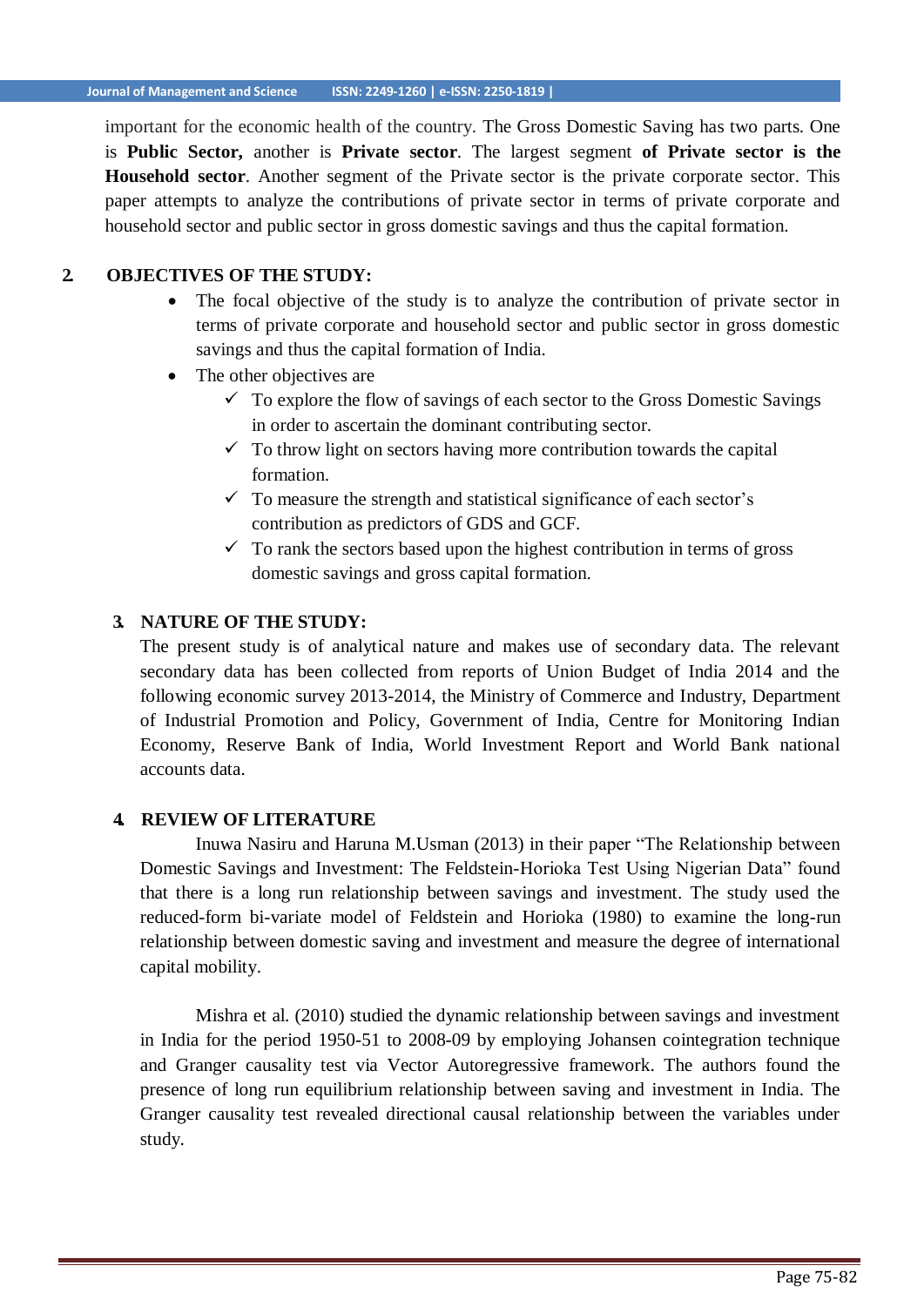important for the economic health of the country. The Gross Domestic Saving has two parts. One is **Public Sector,** another is **Private sector**. The largest segment **of Private sector is the Household sector**. Another segment of the Private sector is the private corporate sector. This paper attempts to analyze the contributions of private sector in terms of private corporate and household sector and public sector in gross domestic savings and thus the capital formation.

## 2. OBJECTIVES OF THE STUDY:

- The focal objective of the study is to analyze the contribution of private sector in terms of private corporate and household sector and public sector in gross domestic savings and thus the capital formation of India.
- The other objectives are
  - ✓ To explore the flow of savings of each sector to the Gross Domestic Savings in order to ascertain the dominant contributing sector.
  - ✓ To throw light on sectors having more contribution towards the capital formation.
  - ✓ To measure the strength and statistical significance of each sector's contribution as predictors of GDS and GCF.
  - ✓ To rank the sectors based upon the highest contribution in terms of gross domestic savings and gross capital formation.

## 3. NATURE OF THE STUDY:

The present study is of analytical nature and makes use of secondary data. The relevant secondary data has been collected from reports of Union Budget of India 2014 and the following economic survey 2013-2014, the Ministry of Commerce and Industry, Department of Industrial Promotion and Policy, Government of India, Centre for Monitoring Indian Economy, Reserve Bank of India, World Investment Report and World Bank national accounts data.

## 4. REVIEW OF LITERATURE

Inuwa Nasiru and Haruna M.Usman (2013) in their paper "The Relationship between Domestic Savings and Investment: The Feldstein-Horioka Test Using Nigerian Data" found that there is a long run relationship between savings and investment. The study used the reduced-form bi-variate model of Feldstein and Horioka (1980) to examine the long-run relationship between domestic saving and investment and measure the degree of international capital mobility.

Mishra et al. (2010) studied the dynamic relationship between savings and investment in India for the period 1950-51 to 2008-09 by employing Johansen cointegration technique and Granger causality test via Vector Autoregressive framework. The authors found the presence of long run equilibrium relationship between saving and investment in India. The Granger causality test revealed directional causal relationship between the variables under study.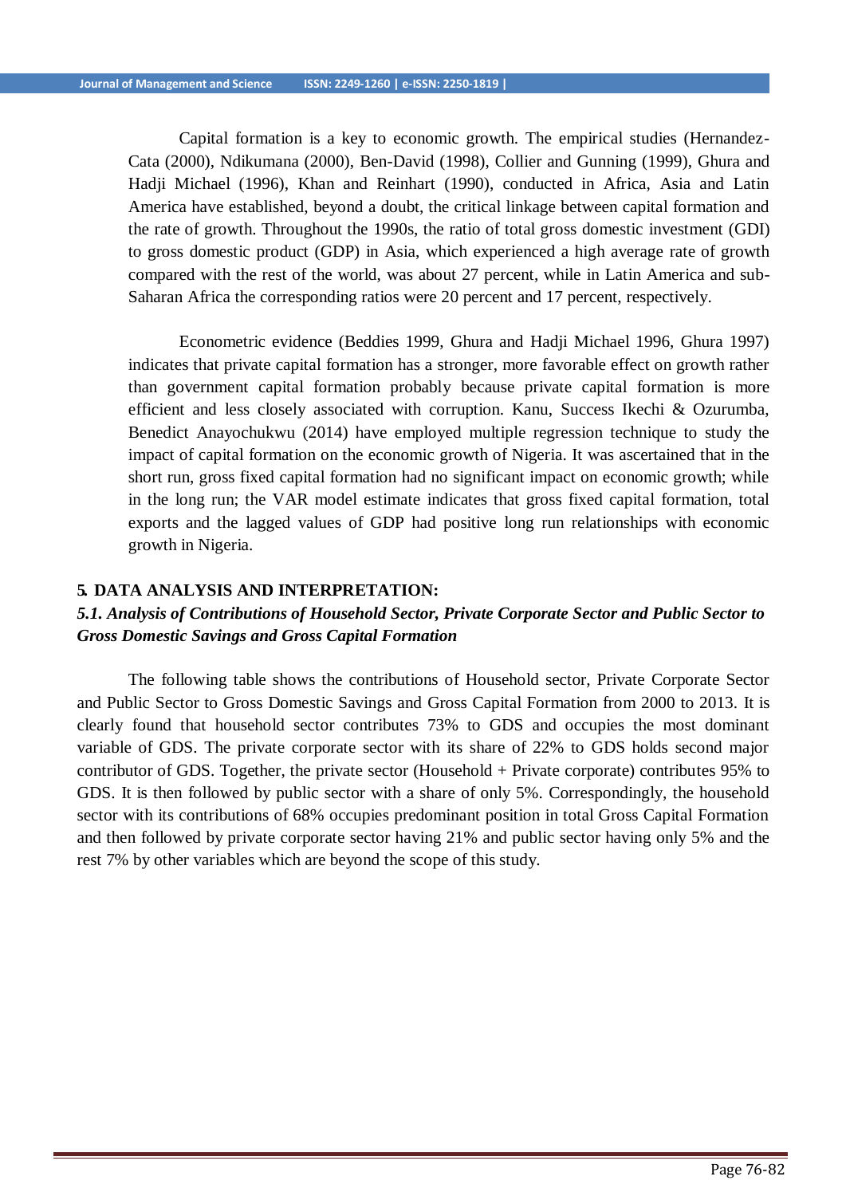Capital formation is a key to economic growth. The empirical studies (Hernandez-Cata (2000), Ndikumana (2000), Ben-David (1998), Collier and Gunning (1999), Ghura and Hadji Michael (1996), Khan and Reinhart (1990), conducted in Africa, Asia and Latin America have established, beyond a doubt, the critical linkage between capital formation and the rate of growth. Throughout the 1990s, the ratio of total gross domestic investment (GDI) to gross domestic product (GDP) in Asia, which experienced a high average rate of growth compared with the rest of the world, was about 27 percent, while in Latin America and sub-Saharan Africa the corresponding ratios were 20 percent and 17 percent, respectively.

Econometric evidence (Beddies 1999, Ghura and Hadji Michael 1996, Ghura 1997) indicates that private capital formation has a stronger, more favorable effect on growth rather than government capital formation probably because private capital formation is more efficient and less closely associated with corruption. Kanu, Success Ikechi & Ozurumba, Benedict Anayochukwu (2014) have employed multiple regression technique to study the impact of capital formation on the economic growth of Nigeria. It was ascertained that in the short run, gross fixed capital formation had no significant impact on economic growth; while in the long run; the VAR model estimate indicates that gross fixed capital formation, total exports and the lagged values of GDP had positive long run relationships with economic growth in Nigeria.

## 5. DATA ANALYSIS AND INTERPRETATION:

### *5.1. Analysis of Contributions of Household Sector, Private Corporate Sector and Public Sector to Gross Domestic Savings and Gross Capital Formation*

The following table shows the contributions of Household sector, Private Corporate Sector and Public Sector to Gross Domestic Savings and Gross Capital Formation from 2000 to 2013. It is clearly found that household sector contributes 73% to GDS and occupies the most dominant variable of GDS. The private corporate sector with its share of 22% to GDS holds second major contributor of GDS. Together, the private sector (Household + Private corporate) contributes 95% to GDS. It is then followed by public sector with a share of only 5%. Correspondingly, the household sector with its contributions of 68% occupies predominant position in total Gross Capital Formation and then followed by private corporate sector having 21% and public sector having only 5% and the rest 7% by other variables which are beyond the scope of this study.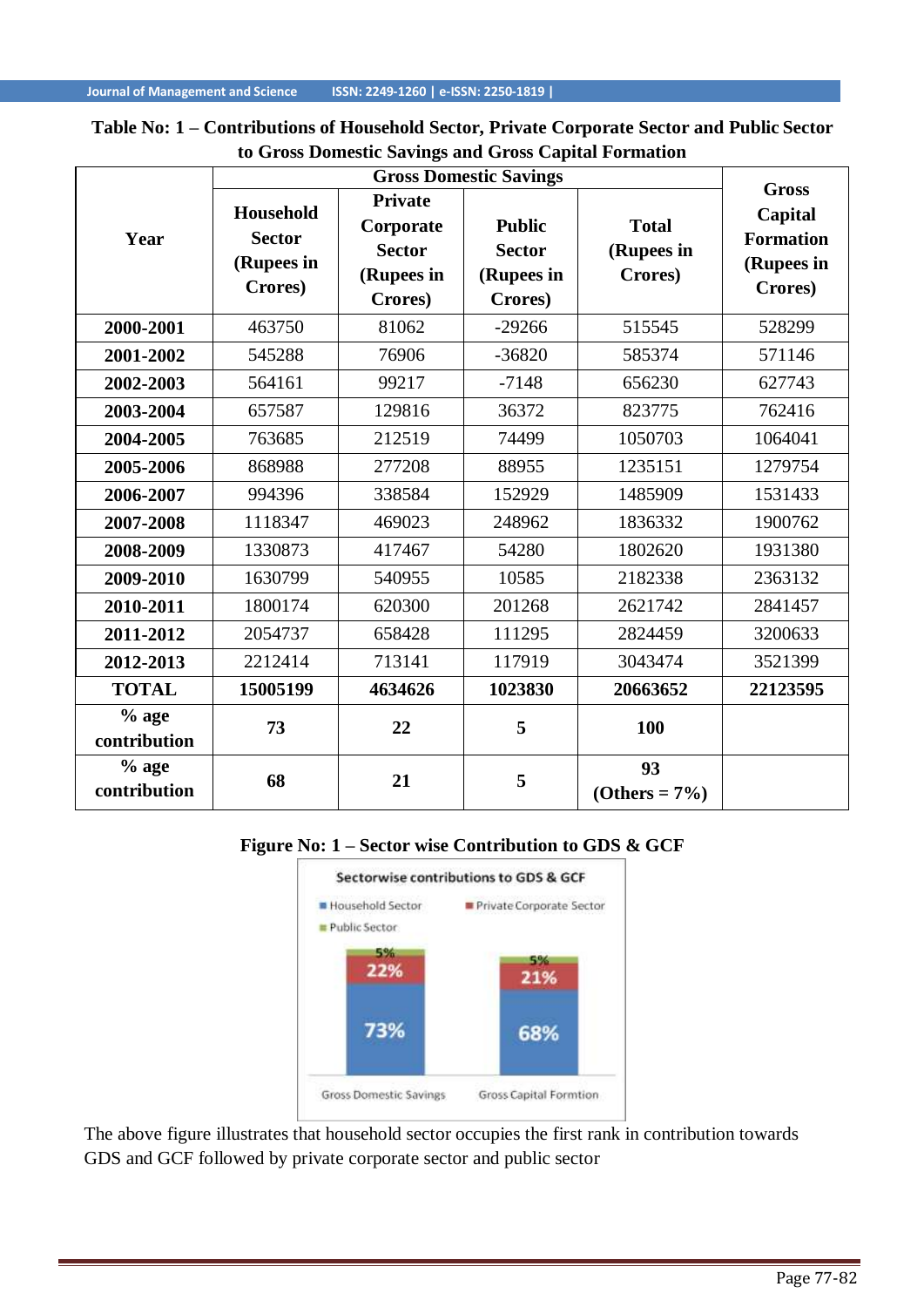**Table No: 1 – Contributions of Household Sector, Private Corporate Sector and Public Sector to Gross Domestic Savings and Gross Capital Formation**

| Year | Gross Domestic Savings | | | | Gross Capital Formation (Rupees in Crores) |
|---|---|---|---|---|---|
| | Household Sector (Rupees in Crores) | Private Corporate Sector (Rupees in Crores) | Public Sector (Rupees in Crores) | Total (Rupees in Crores) | |
| **2000-2001** | 463750 | 81062 | -29266 | 515545 | 528299 |
| **2001-2002** | 545288 | 76906 | -36820 | 585374 | 571146 |
| **2002-2003** | 564161 | 99217 | -7148 | 656230 | 627743 |
| **2003-2004** | 657587 | 129816 | 36372 | 823775 | 762416 |
| **2004-2005** | 763685 | 212519 | 74499 | 1050703 | 1064041 |
| **2005-2006** | 868988 | 277208 | 88955 | 1235151 | 1279754 |
| **2006-2007** | 994396 | 338584 | 152929 | 1485909 | 1531433 |
| **2007-2008** | 1118347 | 469023 | 248962 | 1836332 | 1900762 |
| **2008-2009** | 1330873 | 417467 | 54280 | 1802620 | 1931380 |
| **2009-2010** | 1630799 | 540955 | 10585 | 2182338 | 2363132 |
| **2010-2011** | 1800174 | 620300 | 201268 | 2621742 | 2841457 |
| **2011-2012** | 2054737 | 658428 | 111295 | 2824459 | 3200633 |
| **2012-2013** | 2212414 | 713141 | 117919 | 3043474 | 3521399 |
| **TOTAL** | **15005199** | **4634626** | **1023830** | **20663652** | **22123595** |
| **% age contribution** | **73** | **22** | **5** | **100** | |
| **% age contribution** | **68** | **21** | **5** | **93 (Others = 7%)** | |

**Figure No: 1 – Sector wise Contribution to GDS & GCF**

The above figure illustrates that household sector occupies the first rank in contribution towards GDS and GCF followed by private corporate sector and public sector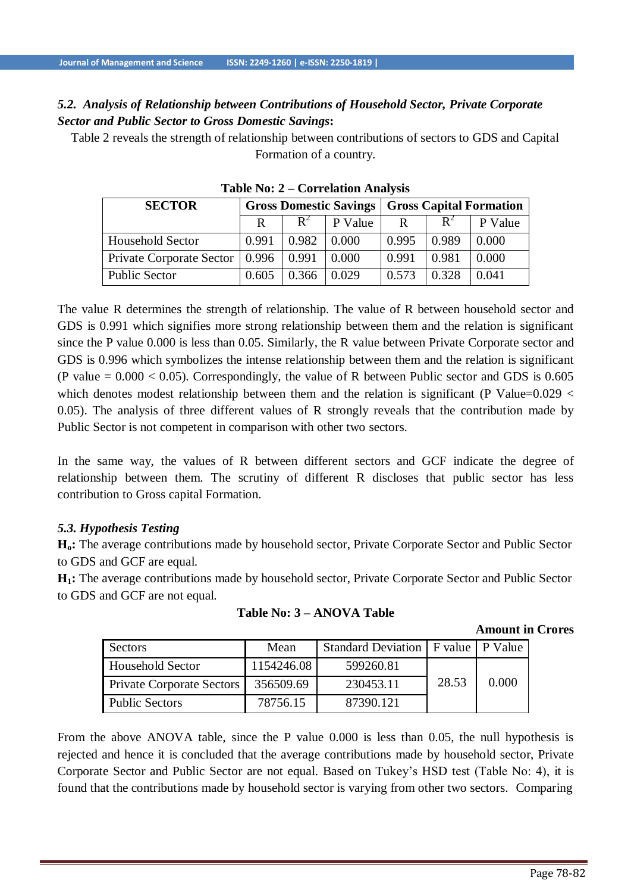### *5.2. Analysis of Relationship between Contributions of Household Sector, Private Corporate Sector and Public Sector to Gross Domestic Savings*:

Table 2 reveals the strength of relationship between contributions of sectors to GDS and Capital Formation of a country.

**Table No: 2 – Correlation Analysis**

| SECTOR | Gross Domestic Savings | | | Gross Capital Formation | | |
|---|---|---|---|---|---|---|
| | R | $R^2$ | P Value | R | $R^2$ | P Value |
| Household Sector | 0.991 | 0.982 | 0.000 | 0.995 | 0.989 | 0.000 |
| Private Corporate Sector | 0.996 | 0.991 | 0.000 | 0.991 | 0.981 | 0.000 |
| Public Sector | 0.605 | 0.366 | 0.029 | 0.573 | 0.328 | 0.041 |

The value R determines the strength of relationship. The value of R between household sector and GDS is 0.991 which signifies more strong relationship between them and the relation is significant since the P value 0.000 is less than 0.05. Similarly, the R value between Private Corporate sector and GDS is 0.996 which symbolizes the intense relationship between them and the relation is significant (P value = 0.000 < 0.05). Correspondingly, the value of R between Public sector and GDS is 0.605 which denotes modest relationship between them and the relation is significant (P Value=0.029 < 0.05). The analysis of three different values of R strongly reveals that the contribution made by Public Sector is not competent in comparison with other two sectors.

In the same way, the values of R between different sectors and GCF indicate the degree of relationship between them. The scrutiny of different R discloses that public sector has less contribution to Gross capital Formation.

### *5.3. Hypothesis Testing*

**$H_o$:** The average contributions made by household sector, Private Corporate Sector and Public Sector to GDS and GCF are equal.

**$H_1$:** The average contributions made by household sector, Private Corporate Sector and Public Sector to GDS and GCF are not equal.

**Table No: 3 – ANOVA Table**

**Amount in Crores**

| Sectors | Mean | Standard Deviation | F value | P Value |
|---|---|---|---|---|
| Household Sector | 1154246.08 | 599260.81 | 28.53 | 0.000 |
| Private Corporate Sectors | 356509.69 | 230453.11 | | |
| Public Sectors | 78756.15 | 87390.121 | | |

From the above ANOVA table, since the P value 0.000 is less than 0.05, the null hypothesis is rejected and hence it is concluded that the average contributions made by household sector, Private Corporate Sector and Public Sector are not equal. Based on Tukey's HSD test (Table No: 4), it is found that the contributions made by household sector is varying from other two sectors. Comparing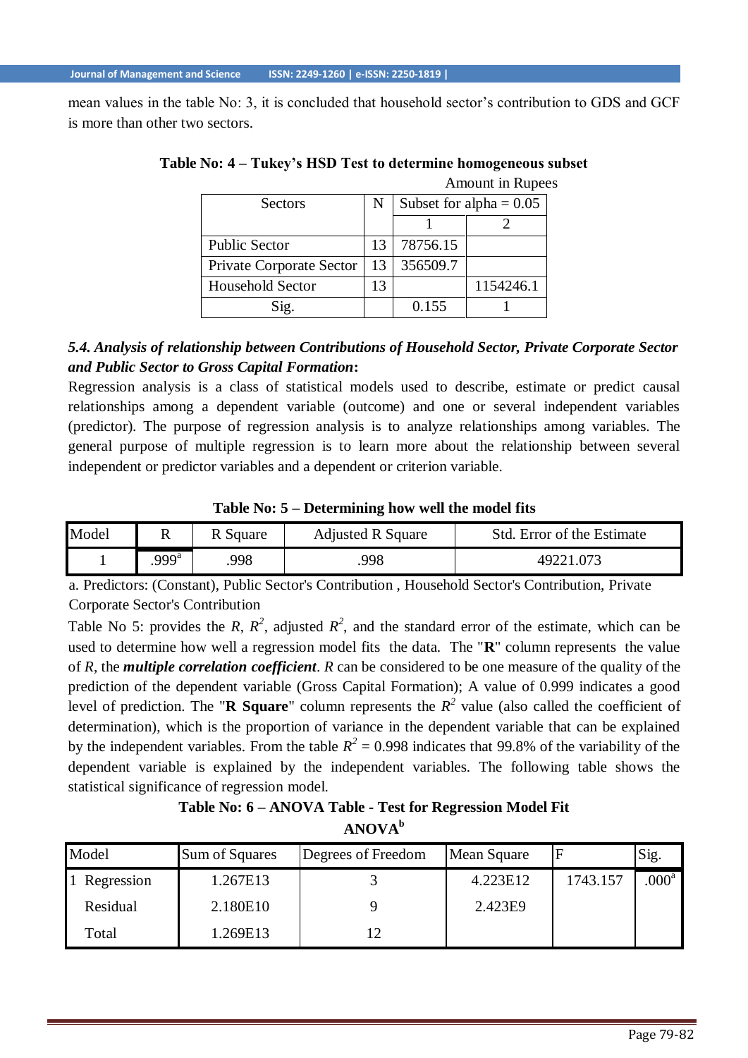mean values in the table No: 3, it is concluded that household sector's contribution to GDS and GCF is more than other two sectors.

**Table No: 4 – Tukey's HSD Test to determine homogeneous subset**

Amount in Rupees

| Sectors | N | Subset for alpha = 0.05 | |
|---|---|---|---|
| | | 1 | 2 |
| Public Sector | 13 | 78756.15 | |
| Private Corporate Sector | 13 | 356509.7 | |
| Household Sector | 13 | | 1154246.1 |
| Sig. | | 0.155 | 1 |

### *5.4. Analysis of relationship between Contributions of Household Sector, Private Corporate Sector and Public Sector to Gross Capital Formation*:

Regression analysis is a class of statistical models used to describe, estimate or predict causal relationships among a dependent variable (outcome) and one or several independent variables (predictor). The purpose of regression analysis is to analyze relationships among variables. The general purpose of multiple regression is to learn more about the relationship between several independent or predictor variables and a dependent or criterion variable.

**Table No: 5 – Determining how well the model fits**

| Model | R | R Square | Adjusted R Square | Std. Error of the Estimate |
|---|---|---|---|---|
| 1 | .999[a] | .998 | .998 | 49221.073 |

a. Predictors: (Constant), Public Sector's Contribution , Household Sector's Contribution, Private Corporate Sector's Contribution

Table No 5: provides the $R$, $R^2$, adjusted $R^2$, and the standard error of the estimate, which can be used to determine how well a regression model fits the data. The "**R**" column represents the value of $R$, the ***multiple correlation coefficient***. $R$ can be considered to be one measure of the quality of the prediction of the dependent variable (Gross Capital Formation); A value of 0.999 indicates a good level of prediction. The "**R Square**" column represents the $R^2$ value (also called the coefficient of determination), which is the proportion of variance in the dependent variable that can be explained by the independent variables. From the table $R^2 = 0.998$ indicates that 99.8% of the variability of the dependent variable is explained by the independent variables. The following table shows the statistical significance of regression model.

**Table No: 6 – ANOVA Table - Test for Regression Model Fit**

**ANOVA[b]**

| Model | Sum of Squares | Degrees of Freedom | Mean Square | F | Sig. |
|---|---|---|---|---|---|
| 1 Regression | 1.267E13 | 3 | 4.223E12 | 1743.157 | .000[a] |
| Residual | 2.180E10 | 9 | 2.423E9 | | |
| Total | 1.269E13 | 12 | | | |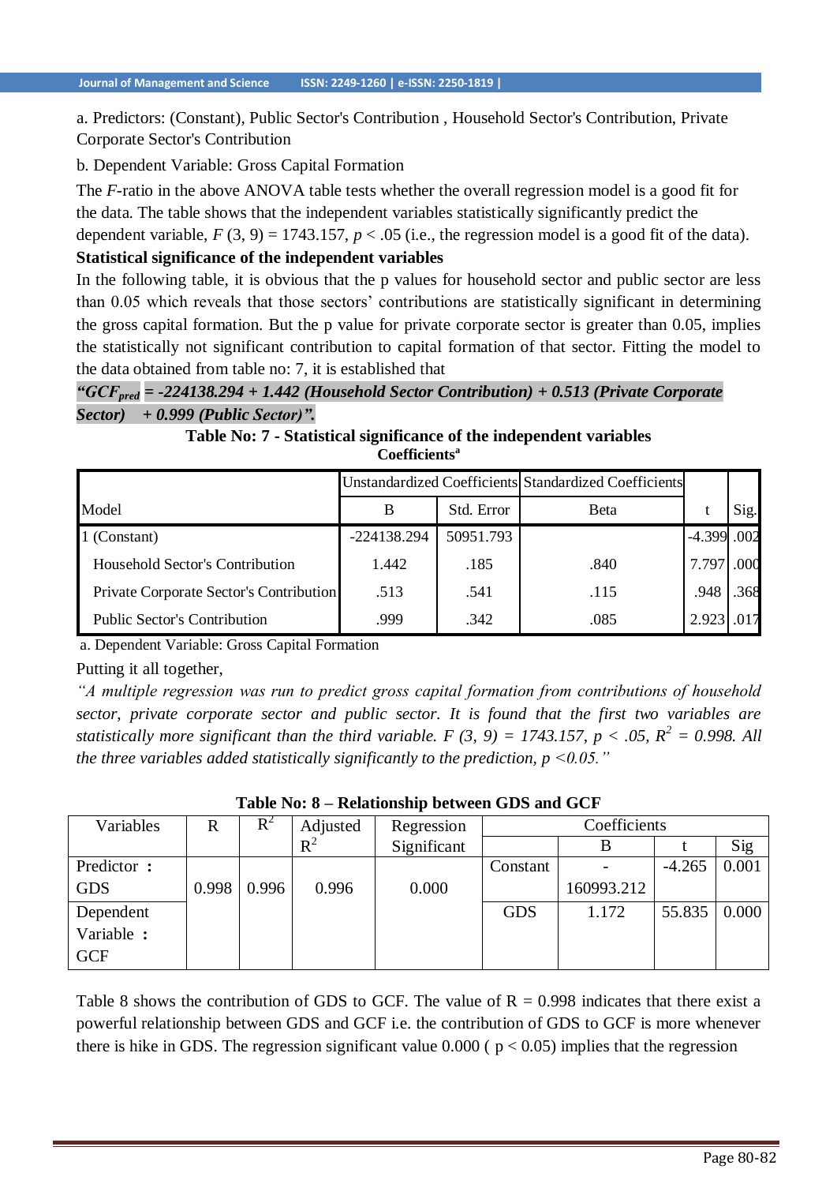a. Predictors: (Constant), Public Sector's Contribution , Household Sector's Contribution, Private Corporate Sector's Contribution

b. Dependent Variable: Gross Capital Formation

The *F*-ratio in the above ANOVA table tests whether the overall regression model is a good fit for the data. The table shows that the independent variables statistically significantly predict the dependent variable, $F$ (3, 9) = 1743.157, $p < .05$ (i.e., the regression model is a good fit of the data).

**Statistical significance of the independent variables**

In the following table, it is obvious that the p values for household sector and public sector are less than 0.05 which reveals that those sectors' contributions are statistically significant in determining the gross capital formation. But the p value for private corporate sector is greater than 0.05, implies the statistically not significant contribution to capital formation of that sector. Fitting the model to the data obtained from table no: 7, it is established that

***"$GCF_{pred}$ = -224138.294 + 1.442 (Household Sector Contribution) + 0.513 (Private Corporate Sector) + 0.999 (Public Sector)".***

**Table No: 7 - Statistical significance of the independent variables**

**Coefficients[a]**

| Model | Unstandardized Coefficients | | Standardized Coefficients | t | Sig. |
|---|---|---|---|---|---|
| | B | Std. Error | Beta | | |
| 1 (Constant) | -224138.294 | 50951.793 | | -4.399 | .002 |
| Household Sector's Contribution | 1.442 | .185 | .840 | 7.797 | .000 |
| Private Corporate Sector's Contribution | .513 | .541 | .115 | .948 | .368 |
| Public Sector's Contribution | .999 | .342 | .085 | 2.923 | .017 |

a. Dependent Variable: Gross Capital Formation

Putting it all together,

*"A multiple regression was run to predict gross capital formation from contributions of household sector, private corporate sector and public sector. It is found that the first two variables are statistically more significant than the third variable. F (3, 9) = 1743.157, p < .05, $R^2$ = 0.998. All the three variables added statistically significantly to the prediction, p <0.05."*

**Table No: 8 – Relationship between GDS and GCF**

| Variables | R | $R^2$ | Adjusted $R^2$ | Regression Significant | Coefficients | | | |
|---|---|---|---|---|---|---|---|---|
| | | | | | | B | t | Sig |
| Predictor : GDS | 0.998 | 0.996 | 0.996 | 0.000 | Constant | -160993.212 | -4.265 | 0.001 |
| Dependent Variable : GCF | | | | | GDS | 1.172 | 55.835 | 0.000 |

Table 8 shows the contribution of GDS to GCF. The value of R = 0.998 indicates that there exist a powerful relationship between GDS and GCF i.e. the contribution of GDS to GCF is more whenever there is hike in GDS. The regression significant value 0.000 ( $p < 0.05$) implies that the regression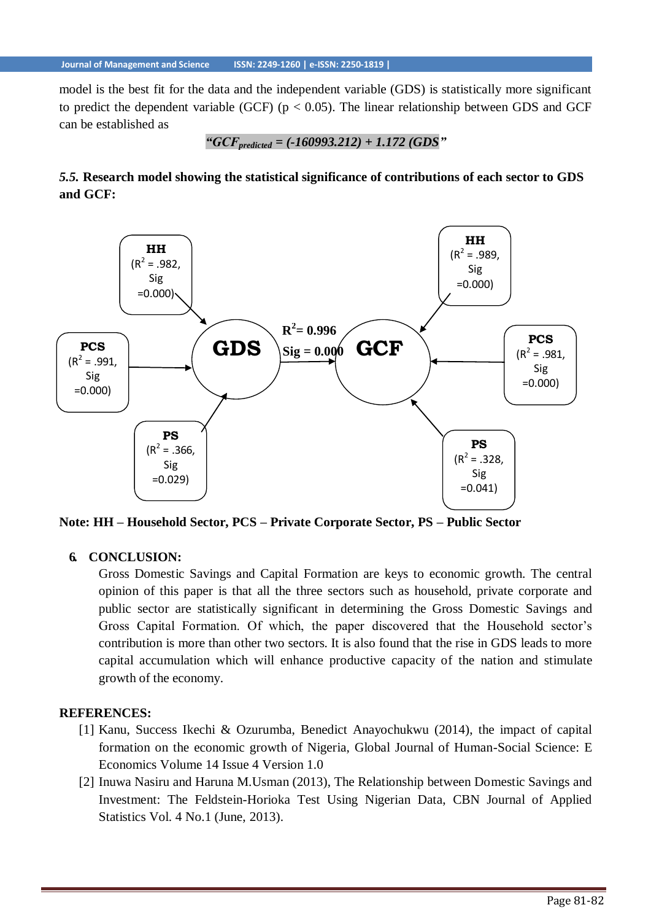model is the best fit for the data and the independent variable (GDS) is statistically more significant to predict the dependent variable (GCF) ($p < 0.05$). The linear relationship between GDS and GCF can be established as

$$\text{"}GCF_{predicted} = (-160993.212) + 1.172\ (GDS)\text{"}$$

### *5.5.* Research model showing the statistical significance of contributions of each sector to GDS and GCF:

HH ($R^2$ = .982, Sig =0.000) → GDS

PCS ($R^2$ = .991, Sig =0.000) → GDS

PS ($R^2$ = .366, Sig =0.029) → GDS

GDS → GCF ($R^2$= 0.996, Sig = 0.000)

HH ($R^2$ = .989, Sig =0.000) → GCF

PCS ($R^2$ = .981, Sig =0.000) → GCF

PS ($R^2$ = .328, Sig =0.041) → GCF

**Note: HH – Household Sector, PCS – Private Corporate Sector, PS – Public Sector**

## 6. CONCLUSION:

Gross Domestic Savings and Capital Formation are keys to economic growth. The central opinion of this paper is that all the three sectors such as household, private corporate and public sector are statistically significant in determining the Gross Domestic Savings and Gross Capital Formation. Of which, the paper discovered that the Household sector's contribution is more than other two sectors. It is also found that the rise in GDS leads to more capital accumulation which will enhance productive capacity of the nation and stimulate growth of the economy.

## REFERENCES:

[1] Kanu, Success Ikechi & Ozurumba, Benedict Anayochukwu (2014), the impact of capital formation on the economic growth of Nigeria, Global Journal of Human-Social Science: E Economics Volume 14 Issue 4 Version 1.0

[2] Inuwa Nasiru and Haruna M.Usman (2013), The Relationship between Domestic Savings and Investment: The Feldstein-Horioka Test Using Nigerian Data, CBN Journal of Applied Statistics Vol. 4 No.1 (June, 2013).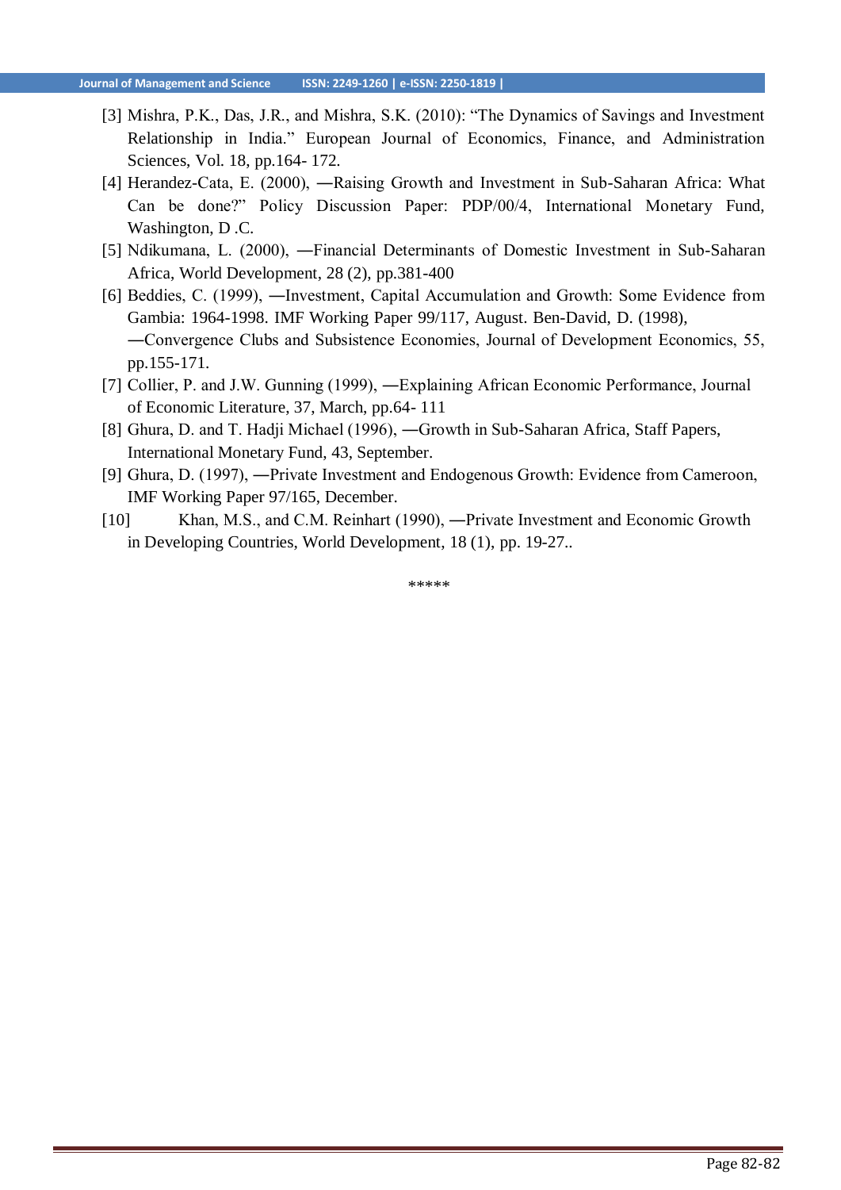[3] Mishra, P.K., Das, J.R., and Mishra, S.K. (2010): "The Dynamics of Savings and Investment Relationship in India." European Journal of Economics, Finance, and Administration Sciences, Vol. 18, pp.164- 172.

[4] Herandez-Cata, E. (2000), ―Raising Growth and Investment in Sub-Saharan Africa: What Can be done?" Policy Discussion Paper: PDP/00/4, International Monetary Fund, Washington, D .C.

[5] Ndikumana, L. (2000), ―Financial Determinants of Domestic Investment in Sub-Saharan Africa, World Development, 28 (2), pp.381-400

[6] Beddies, C. (1999), ―Investment, Capital Accumulation and Growth: Some Evidence from Gambia: 1964-1998. IMF Working Paper 99/117, August. Ben-David, D. (1998), ―Convergence Clubs and Subsistence Economies, Journal of Development Economics, 55, pp.155-171.

[7] Collier, P. and J.W. Gunning (1999), ―Explaining African Economic Performance, Journal of Economic Literature, 37, March, pp.64- 111

[8] Ghura, D. and T. Hadji Michael (1996), ―Growth in Sub-Saharan Africa, Staff Papers, International Monetary Fund, 43, September.

[9] Ghura, D. (1997), ―Private Investment and Endogenous Growth: Evidence from Cameroon, IMF Working Paper 97/165, December.

[10] Khan, M.S., and C.M. Reinhart (1990), ―Private Investment and Economic Growth in Developing Countries, World Development, 18 (1), pp. 19-27..

*****